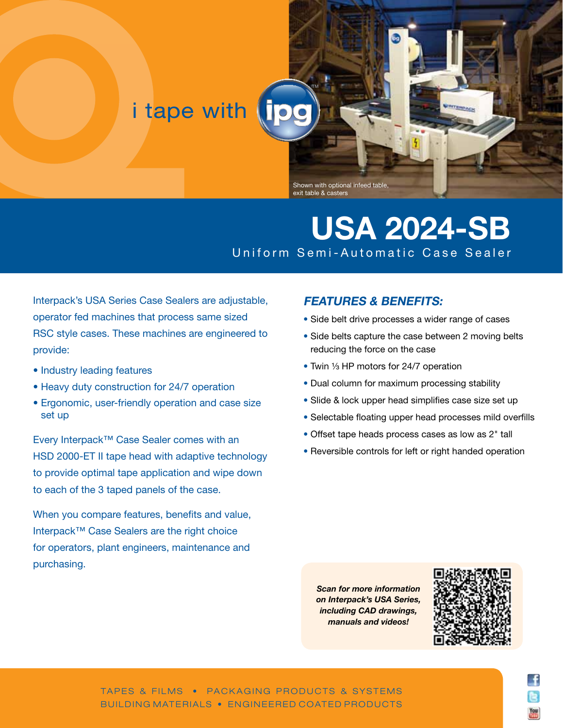i tape with ipg

Shown with optional infeed table, exit table & casters

# USA 2024-SB

## Uniform Semi-Automatic Case Sealer

Interpack's USA Series Case Sealers are adjustable, operator fed machines that process same sized RSC style cases. These machines are engineered to provide:

- Industry leading features
- Heavy duty construction for 24/7 operation
- Ergonomic, user-friendly operation and case size set up

Every Interpack™ Case Sealer comes with an HSD 2000-ET II tape head with adaptive technology to provide optimal tape application and wipe down to each of the 3 taped panels of the case.

When you compare features, benefits and value, Interpack™ Case Sealers are the right choice for operators, plant engineers, maintenance and purchasing.

### *FEATURES & BENEFITS:*

- Side belt drive processes a wider range of cases
- Side belts capture the case between 2 moving belts reducing the force on the case
- Twin ⅓ HP motors for 24/7 operation
- Dual column for maximum processing stability
- Slide & lock upper head simplifies case size set up
- Selectable floating upper head processes mild overfills
- Offset tape heads process cases as low as 2" tall
- Reversible controls for left or right handed operation

***Scan for more information on Interpack's USA Series, including CAD drawings, manuals and videos!***

TAPES & FILMS • PACKAGING PRODUCTS & SYSTEMS
BUILDING MATERIALS • ENGINEERED COATED PRODUCTS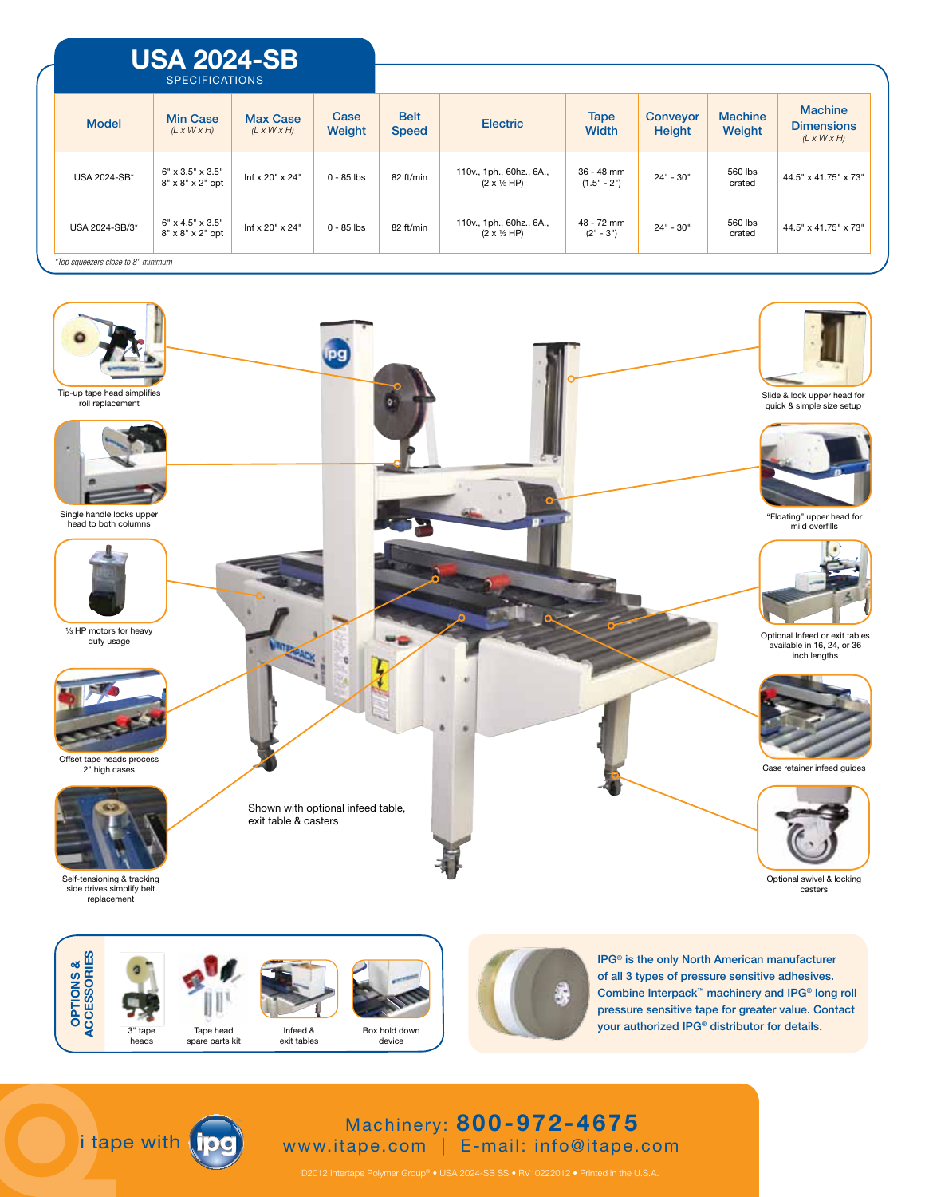# USA 2024-SB

SPECIFICATIONS

| Model | Min Case (L x W x H) | Max Case (L x W x H) | Case Weight | Belt Speed | Electric | Tape Width | Conveyor Height | Machine Weight | Machine Dimensions (L x W x H) |
|---|---|---|---|---|---|---|---|---|---|
| USA 2024-SB* | 6" x 3.5" x 3.5" 8" x 8" x 2" opt | Inf x 20" x 24" | 0 - 85 lbs | 82 ft/min | 110v., 1ph., 60hz., 6A., (2 x ⅓ HP) | 36 - 48 mm (1.5" - 2") | 24" - 30" | 560 lbs crated | 44.5" x 41.75" x 73" |
| USA 2024-SB/3* | 6" x 4.5" x 3.5" 8" x 8" x 2" opt | Inf x 20" x 24" | 0 - 85 lbs | 82 ft/min | 110v., 1ph., 60hz., 6A., (2 x ⅓ HP) | 48 - 72 mm (2" - 3") | 24" - 30" | 560 lbs crated | 44.5" x 41.75" x 73" |

*Top squeezers close to 8" minimum*

Tip-up tape head simplifies roll replacement

Single handle locks upper head to both columns

⅓ HP motors for heavy duty usage

Offset tape heads process 2" high cases

Self-tensioning & tracking side drives simplify belt replacement

Shown with optional infeed table, exit table & casters

Slide & lock upper head for quick & simple size setup

"Floating" upper head for mild overfills

Optional Infeed or exit tables available in 16, 24, or 36 inch lengths

Case retainer infeed guides

Optional swivel & locking casters

## OPTIONS & ACCESSORIES

- 3" tape heads
- Tape head spare parts kit
- Infeed & exit tables
- Box hold down device

IPG® is the only North American manufacturer of all 3 types of pressure sensitive adhesives. Combine Interpack™ machinery and IPG® long roll pressure sensitive tape for greater value. Contact your authorized IPG® distributor for details.

i tape with ipg

Machinery: **800-972-4675**
www.itape.com | E-mail: info@itape.com

©2012 Intertape Polymer Group® • USA 2024-SB SS • RV10222012 • Printed in the U.S.A.